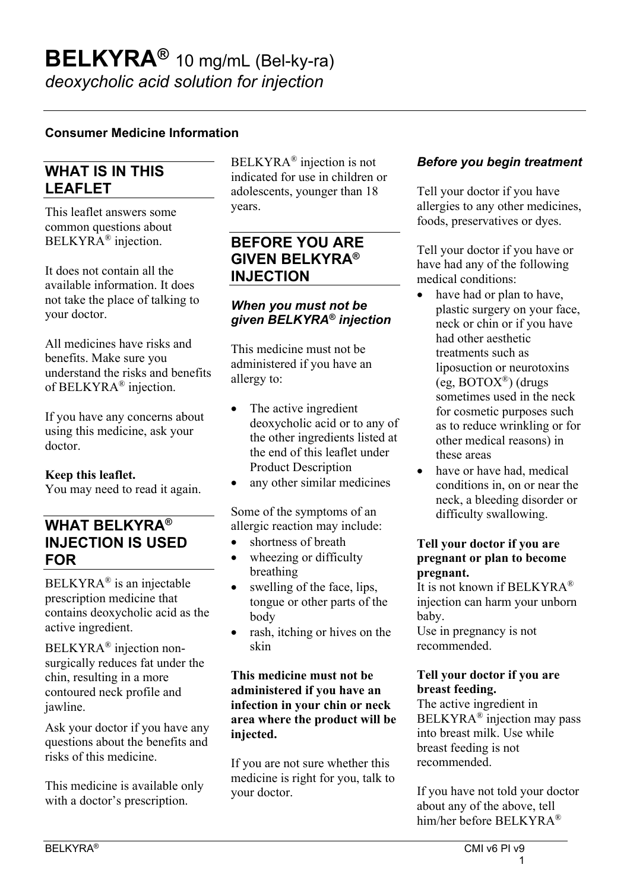# BELKYRA® 10 mg/mL (Bel-ky-ra)

*deoxycholic acid solution for injection*

**Consumer Medicine Information**

## WHAT IS IN THIS LEAFLET

This leaflet answers some common questions about BELKYRA® injection.

It does not contain all the available information. It does not take the place of talking to your doctor.

All medicines have risks and benefits. Make sure you understand the risks and benefits of BELKYRA® injection.

If you have any concerns about using this medicine, ask your doctor.

**Keep this leaflet.**
You may need to read it again.

## WHAT BELKYRA® INJECTION IS USED FOR

BELKYRA® is an injectable prescription medicine that contains deoxycholic acid as the active ingredient.

BELKYRA® injection non-surgically reduces fat under the chin, resulting in a more contoured neck profile and jawline.

Ask your doctor if you have any questions about the benefits and risks of this medicine.

This medicine is available only with a doctor's prescription.

BELKYRA® injection is not indicated for use in children or adolescents, younger than 18 years.

## BEFORE YOU ARE GIVEN BELKYRA® INJECTION

### *When you must not be given BELKYRA® injection*

This medicine must not be administered if you have an allergy to:

- The active ingredient deoxycholic acid or to any of the other ingredients listed at the end of this leaflet under Product Description
- any other similar medicines

Some of the symptoms of an allergic reaction may include:

- shortness of breath
- wheezing or difficulty breathing
- swelling of the face, lips, tongue or other parts of the body
- rash, itching or hives on the skin

**This medicine must not be administered if you have an infection in your chin or neck area where the product will be injected.**

If you are not sure whether this medicine is right for you, talk to your doctor.

### *Before you begin treatment*

Tell your doctor if you have allergies to any other medicines, foods, preservatives or dyes.

Tell your doctor if you have or have had any of the following medical conditions:

- have had or plan to have, plastic surgery on your face, neck or chin or if you have had other aesthetic treatments such as liposuction or neurotoxins (eg, BOTOX®) (drugs sometimes used in the neck for cosmetic purposes such as to reduce wrinkling or for other medical reasons) in these areas
- have or have had, medical conditions in, on or near the neck, a bleeding disorder or difficulty swallowing.

**Tell your doctor if you are pregnant or plan to become pregnant.**
It is not known if BELKYRA® injection can harm your unborn baby.
Use in pregnancy is not recommended.

**Tell your doctor if you are breast feeding.**
The active ingredient in BELKYRA® injection may pass into breast milk. Use while breast feeding is not recommended.

If you have not told your doctor about any of the above, tell him/her before BELKYRA®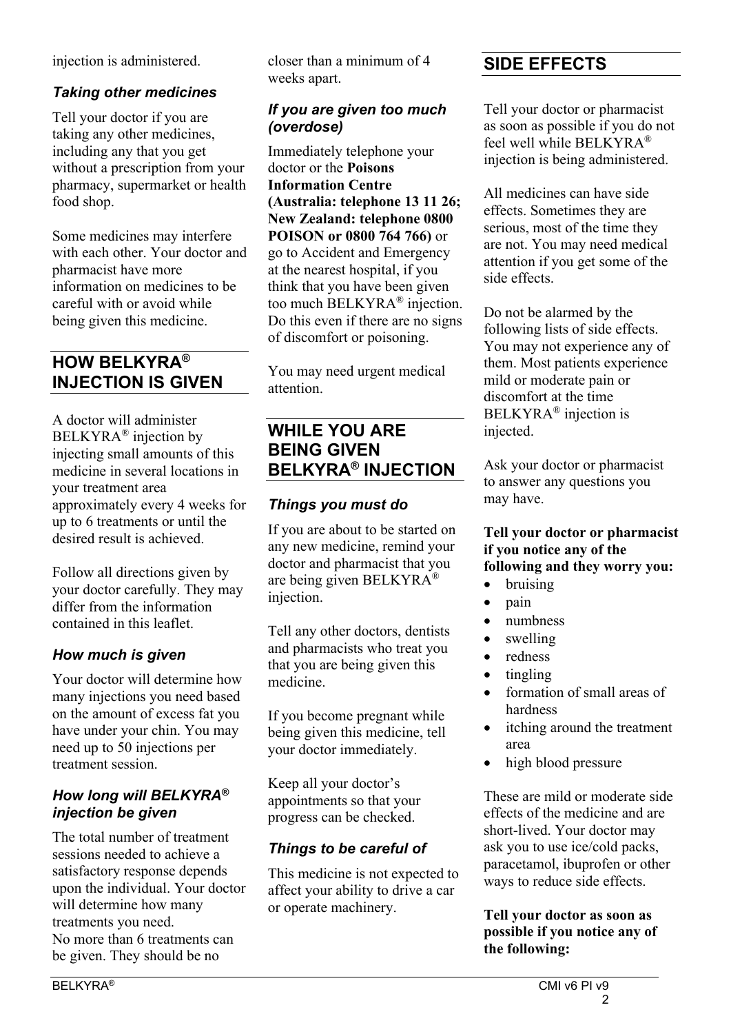injection is administered.

### *Taking other medicines*

Tell your doctor if you are taking any other medicines, including any that you get without a prescription from your pharmacy, supermarket or health food shop.

Some medicines may interfere with each other. Your doctor and pharmacist have more information on medicines to be careful with or avoid while being given this medicine.

## HOW BELKYRA® INJECTION IS GIVEN

A doctor will administer BELKYRA® injection by injecting small amounts of this medicine in several locations in your treatment area approximately every 4 weeks for up to 6 treatments or until the desired result is achieved.

Follow all directions given by your doctor carefully. They may differ from the information contained in this leaflet.

### *How much is given*

Your doctor will determine how many injections you need based on the amount of excess fat you have under your chin. You may need up to 50 injections per treatment session.

### *How long will BELKYRA® injection be given*

The total number of treatment sessions needed to achieve a satisfactory response depends upon the individual. Your doctor will determine how many treatments you need.
No more than 6 treatments can be given. They should be no closer than a minimum of 4 weeks apart.

### *If you are given too much (overdose)*

Immediately telephone your doctor or the **Poisons Information Centre (Australia: telephone 13 11 26; New Zealand: telephone 0800 POISON or 0800 764 766)** or go to Accident and Emergency at the nearest hospital, if you think that you have been given too much BELKYRA® injection. Do this even if there are no signs of discomfort or poisoning.

You may need urgent medical attention.

## WHILE YOU ARE BEING GIVEN BELKYRA® INJECTION

### *Things you must do*

If you are about to be started on any new medicine, remind your doctor and pharmacist that you are being given BELKYRA® injection.

Tell any other doctors, dentists and pharmacists who treat you that you are being given this medicine.

If you become pregnant while being given this medicine, tell your doctor immediately.

Keep all your doctor's appointments so that your progress can be checked.

### *Things to be careful of*

This medicine is not expected to affect your ability to drive a car or operate machinery.

## SIDE EFFECTS

Tell your doctor or pharmacist as soon as possible if you do not feel well while BELKYRA® injection is being administered.

All medicines can have side effects. Sometimes they are serious, most of the time they are not. You may need medical attention if you get some of the side effects.

Do not be alarmed by the following lists of side effects. You may not experience any of them. Most patients experience mild or moderate pain or discomfort at the time BELKYRA® injection is injected.

Ask your doctor or pharmacist to answer any questions you may have.

**Tell your doctor or pharmacist if you notice any of the following and they worry you:**

- bruising
- pain
- numbness
- swelling
- redness
- tingling
- formation of small areas of hardness
- itching around the treatment area
- high blood pressure

These are mild or moderate side effects of the medicine and are short-lived. Your doctor may ask you to use ice/cold packs, paracetamol, ibuprofen or other ways to reduce side effects.

**Tell your doctor as soon as possible if you notice any of the following:**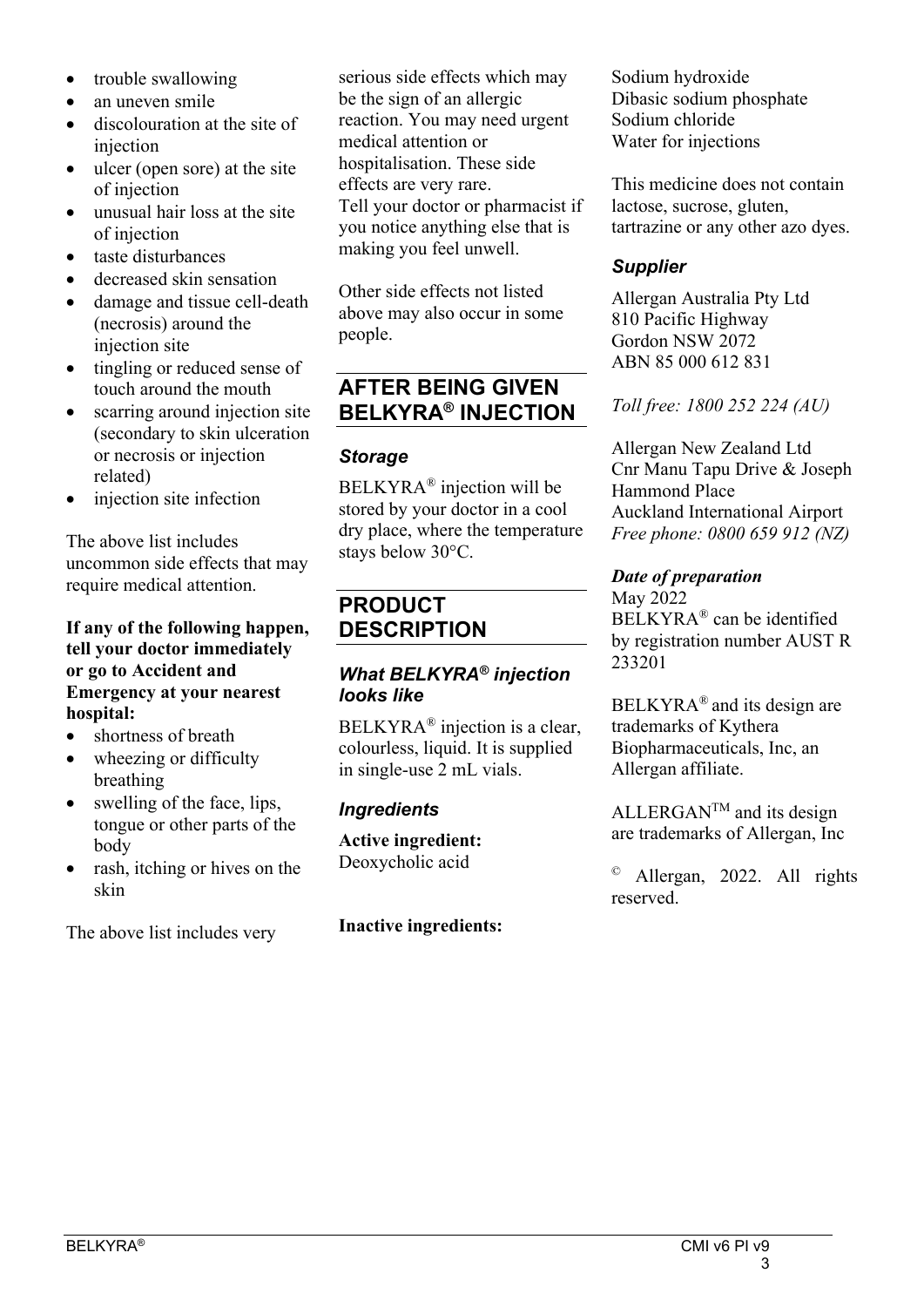- trouble swallowing
- an uneven smile
- discolouration at the site of injection
- ulcer (open sore) at the site of injection
- unusual hair loss at the site of injection
- taste disturbances
- decreased skin sensation
- damage and tissue cell-death (necrosis) around the injection site
- tingling or reduced sense of touch around the mouth
- scarring around injection site (secondary to skin ulceration or necrosis or injection related)
- injection site infection

The above list includes uncommon side effects that may require medical attention.

**If any of the following happen, tell your doctor immediately or go to Accident and Emergency at your nearest hospital:**

- shortness of breath
- wheezing or difficulty breathing
- swelling of the face, lips, tongue or other parts of the body
- rash, itching or hives on the skin

The above list includes very serious side effects which may be the sign of an allergic reaction. You may need urgent medical attention or hospitalisation. These side effects are very rare.
Tell your doctor or pharmacist if you notice anything else that is making you feel unwell.

Other side effects not listed above may also occur in some people.

## AFTER BEING GIVEN BELKYRA® INJECTION

### *Storage*

BELKYRA® injection will be stored by your doctor in a cool dry place, where the temperature stays below 30°C.

## PRODUCT DESCRIPTION

### *What BELKYRA® injection looks like*

BELKYRA® injection is a clear, colourless, liquid. It is supplied in single-use 2 mL vials.

### *Ingredients*

**Active ingredient:**
Deoxycholic acid

**Inactive ingredients:**
Sodium hydroxide
Dibasic sodium phosphate
Sodium chloride
Water for injections

This medicine does not contain lactose, sucrose, gluten, tartrazine or any other azo dyes.

### *Supplier*

Allergan Australia Pty Ltd
810 Pacific Highway
Gordon NSW 2072
ABN 85 000 612 831

*Toll free: 1800 252 224 (AU)*

Allergan New Zealand Ltd
Cnr Manu Tapu Drive & Joseph Hammond Place
Auckland International Airport
*Free phone: 0800 659 912 (NZ)*

***Date of preparation***
May 2022
BELKYRA® can be identified by registration number AUST R 233201

BELKYRA® and its design are trademarks of Kythera Biopharmaceuticals, Inc, an Allergan affiliate.

ALLERGAN™ and its design are trademarks of Allergan, Inc

© Allergan, 2022. All rights reserved.